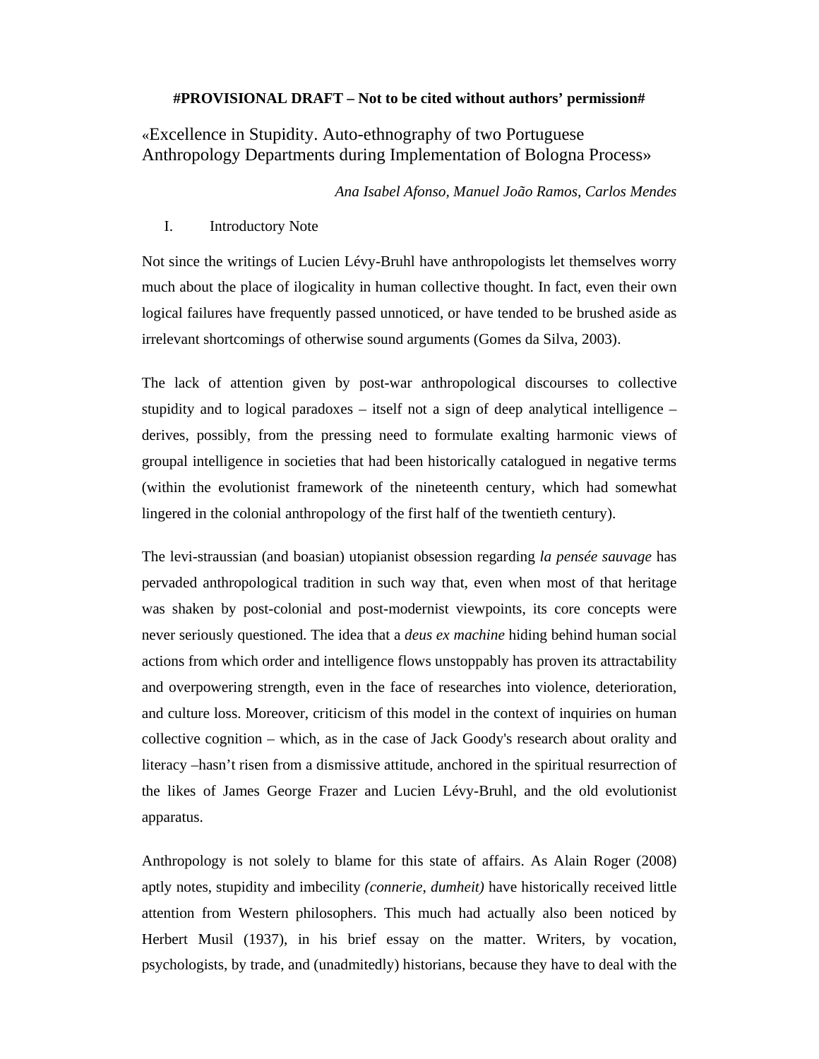**#PROVISIONAL DRAFT – Not to be cited without authors' permission#**

# «Excellence in Stupidity. Auto-ethnography of two Portuguese Anthropology Departments during Implementation of Bologna Process»

*Ana Isabel Afonso, Manuel João Ramos, Carlos Mendes*

## I. Introductory Note

Not since the writings of Lucien Lévy-Bruhl have anthropologists let themselves worry much about the place of ilogicality in human collective thought. In fact, even their own logical failures have frequently passed unnoticed, or have tended to be brushed aside as irrelevant shortcomings of otherwise sound arguments (Gomes da Silva, 2003).

The lack of attention given by post-war anthropological discourses to collective stupidity and to logical paradoxes – itself not a sign of deep analytical intelligence – derives, possibly, from the pressing need to formulate exalting harmonic views of groupal intelligence in societies that had been historically catalogued in negative terms (within the evolutionist framework of the nineteenth century, which had somewhat lingered in the colonial anthropology of the first half of the twentieth century).

The levi-straussian (and boasian) utopianist obsession regarding *la pensée sauvage* has pervaded anthropological tradition in such way that, even when most of that heritage was shaken by post-colonial and post-modernist viewpoints, its core concepts were never seriously questioned. The idea that a *deus ex machine* hiding behind human social actions from which order and intelligence flows unstoppably has proven its attractability and overpowering strength, even in the face of researches into violence, deterioration, and culture loss. Moreover, criticism of this model in the context of inquiries on human collective cognition – which, as in the case of Jack Goody's research about orality and literacy –hasn't risen from a dismissive attitude, anchored in the spiritual resurrection of the likes of James George Frazer and Lucien Lévy-Bruhl, and the old evolutionist apparatus.

Anthropology is not solely to blame for this state of affairs. As Alain Roger (2008) aptly notes, stupidity and imbecility *(connerie, dumheit)* have historically received little attention from Western philosophers. This much had actually also been noticed by Herbert Musil (1937), in his brief essay on the matter. Writers, by vocation, psychologists, by trade, and (unadmitedly) historians, because they have to deal with the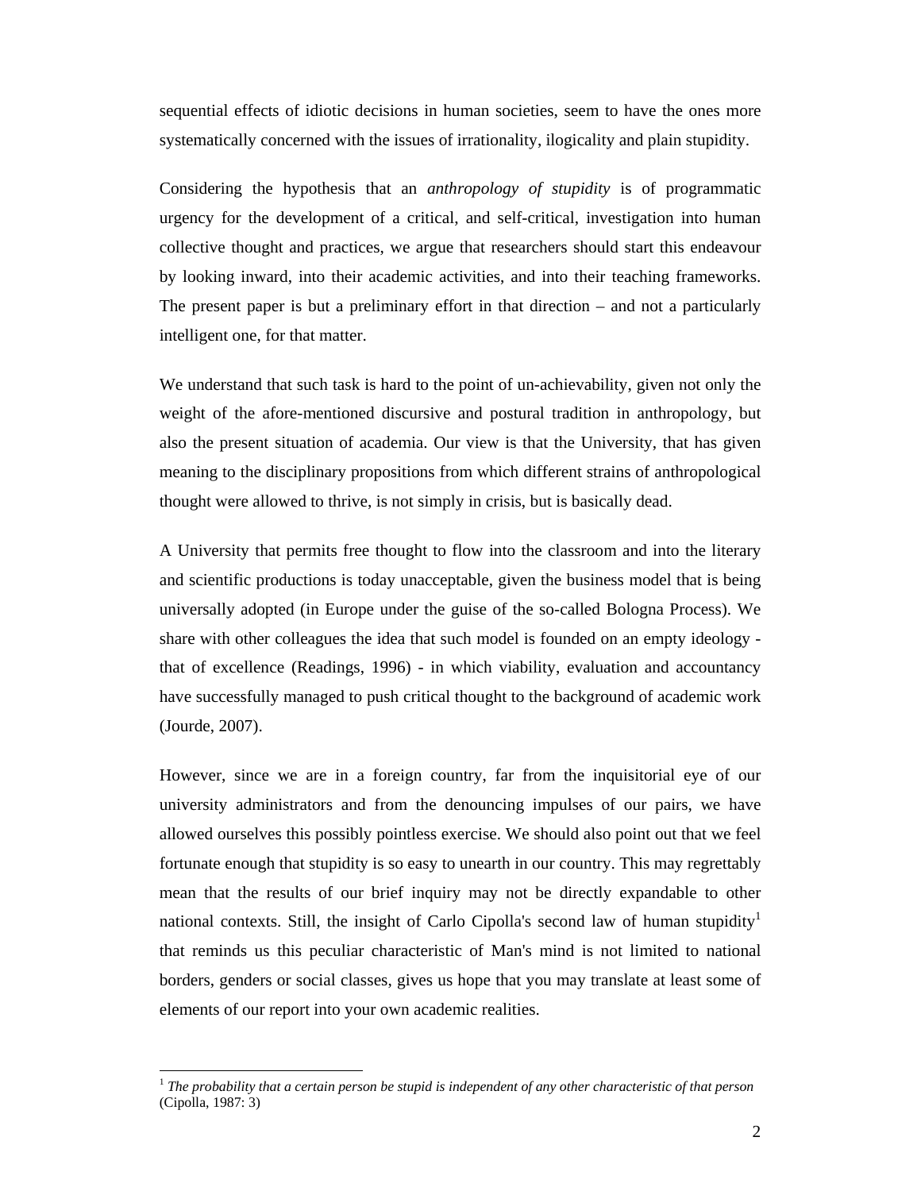sequential effects of idiotic decisions in human societies, seem to have the ones more systematically concerned with the issues of irrationality, ilogicality and plain stupidity.

Considering the hypothesis that an *anthropology of stupidity* is of programmatic urgency for the development of a critical, and self-critical, investigation into human collective thought and practices, we argue that researchers should start this endeavour by looking inward, into their academic activities, and into their teaching frameworks. The present paper is but a preliminary effort in that direction – and not a particularly intelligent one, for that matter.

We understand that such task is hard to the point of un-achievability, given not only the weight of the afore-mentioned discursive and postural tradition in anthropology, but also the present situation of academia. Our view is that the University, that has given meaning to the disciplinary propositions from which different strains of anthropological thought were allowed to thrive, is not simply in crisis, but is basically dead.

A University that permits free thought to flow into the classroom and into the literary and scientific productions is today unacceptable, given the business model that is being universally adopted (in Europe under the guise of the so-called Bologna Process). We share with other colleagues the idea that such model is founded on an empty ideology - that of excellence (Readings, 1996) - in which viability, evaluation and accountancy have successfully managed to push critical thought to the background of academic work (Jourde, 2007).

However, since we are in a foreign country, far from the inquisitorial eye of our university administrators and from the denouncing impulses of our pairs, we have allowed ourselves this possibly pointless exercise. We should also point out that we feel fortunate enough that stupidity is so easy to unearth in our country. This may regrettably mean that the results of our brief inquiry may not be directly expandable to other national contexts. Still, the insight of Carlo Cipolla's second law of human stupidity[1] that reminds us this peculiar characteristic of Man's mind is not limited to national borders, genders or social classes, gives us hope that you may translate at least some of elements of our report into your own academic realities.

[1] *The probability that a certain person be stupid is independent of any other characteristic of that person* (Cipolla, 1987: 3)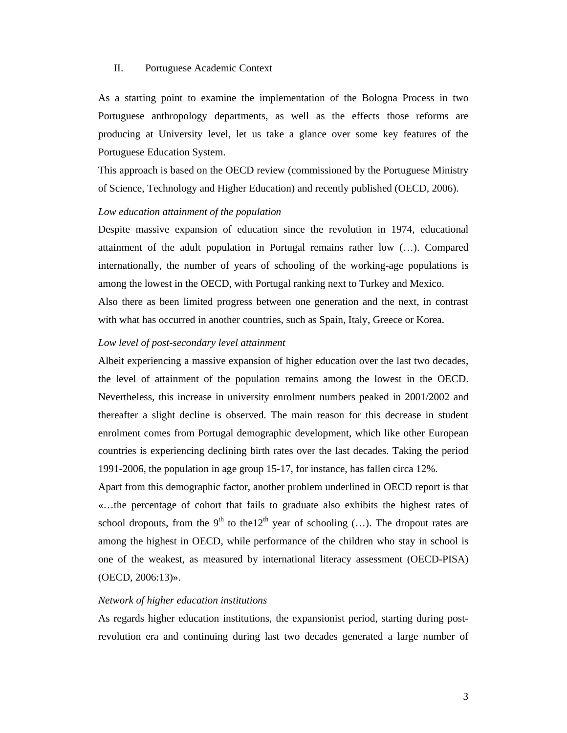## II. Portuguese Academic Context

As a starting point to examine the implementation of the Bologna Process in two Portuguese anthropology departments, as well as the effects those reforms are producing at University level, let us take a glance over some key features of the Portuguese Education System.

This approach is based on the OECD review (commissioned by the Portuguese Ministry of Science, Technology and Higher Education) and recently published (OECD, 2006).

*Low education attainment of the population*

Despite massive expansion of education since the revolution in 1974, educational attainment of the adult population in Portugal remains rather low (…). Compared internationally, the number of years of schooling of the working-age populations is among the lowest in the OECD, with Portugal ranking next to Turkey and Mexico.

Also there as been limited progress between one generation and the next, in contrast with what has occurred in another countries, such as Spain, Italy, Greece or Korea.

*Low level of post-secondary level attainment*

Albeit experiencing a massive expansion of higher education over the last two decades, the level of attainment of the population remains among the lowest in the OECD. Nevertheless, this increase in university enrolment numbers peaked in 2001/2002 and thereafter a slight decline is observed. The main reason for this decrease in student enrolment comes from Portugal demographic development, which like other European countries is experiencing declining birth rates over the last decades. Taking the period 1991-2006, the population in age group 15-17, for instance, has fallen circa 12%.

Apart from this demographic factor, another problem underlined in OECD report is that «…the percentage of cohort that fails to graduate also exhibits the highest rates of school dropouts, from the 9th to the12th year of schooling (…). The dropout rates are among the highest in OECD, while performance of the children who stay in school is one of the weakest, as measured by international literacy assessment (OECD-PISA) (OECD, 2006:13)».

*Network of higher education institutions*

As regards higher education institutions, the expansionist period, starting during post-revolution era and continuing during last two decades generated a large number of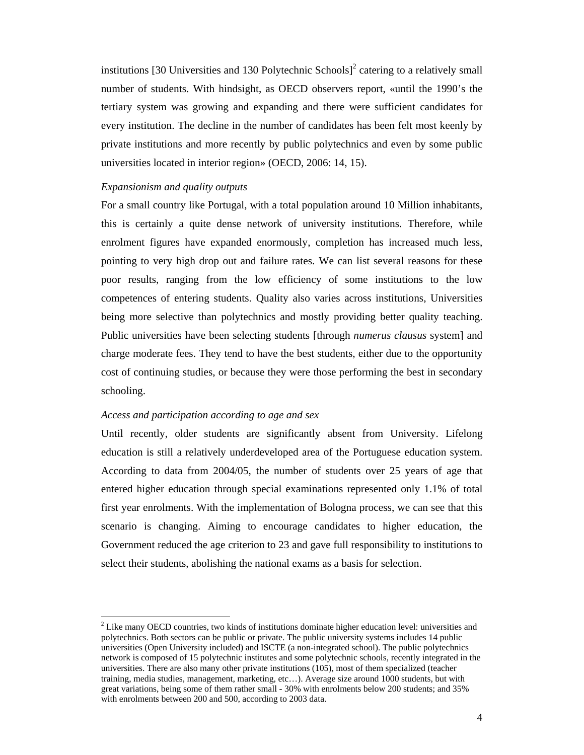institutions [30 Universities and 130 Polytechnic Schools][2] catering to a relatively small number of students. With hindsight, as OECD observers report, «until the 1990's the tertiary system was growing and expanding and there were sufficient candidates for every institution. The decline in the number of candidates has been felt most keenly by private institutions and more recently by public polytechnics and even by some public universities located in interior region» (OECD, 2006: 14, 15).

*Expansionism and quality outputs*

For a small country like Portugal, with a total population around 10 Million inhabitants, this is certainly a quite dense network of university institutions. Therefore, while enrolment figures have expanded enormously, completion has increased much less, pointing to very high drop out and failure rates. We can list several reasons for these poor results, ranging from the low efficiency of some institutions to the low competences of entering students. Quality also varies across institutions, Universities being more selective than polytechnics and mostly providing better quality teaching. Public universities have been selecting students [through *numerus clausus* system] and charge moderate fees. They tend to have the best students, either due to the opportunity cost of continuing studies, or because they were those performing the best in secondary schooling.

*Access and participation according to age and sex*

Until recently, older students are significantly absent from University. Lifelong education is still a relatively underdeveloped area of the Portuguese education system. According to data from 2004/05, the number of students over 25 years of age that entered higher education through special examinations represented only 1.1% of total first year enrolments. With the implementation of Bologna process, we can see that this scenario is changing. Aiming to encourage candidates to higher education, the Government reduced the age criterion to 23 and gave full responsibility to institutions to select their students, abolishing the national exams as a basis for selection.

---

[2] Like many OECD countries, two kinds of institutions dominate higher education level: universities and polytechnics. Both sectors can be public or private. The public university systems includes 14 public universities (Open University included) and ISCTE (a non-integrated school). The public polytechnics network is composed of 15 polytechnic institutes and some polytechnic schools, recently integrated in the universities. There are also many other private institutions (105), most of them specialized (teacher training, media studies, management, marketing, etc…). Average size around 1000 students, but with great variations, being some of them rather small - 30% with enrolments below 200 students; and 35% with enrolments between 200 and 500, according to 2003 data.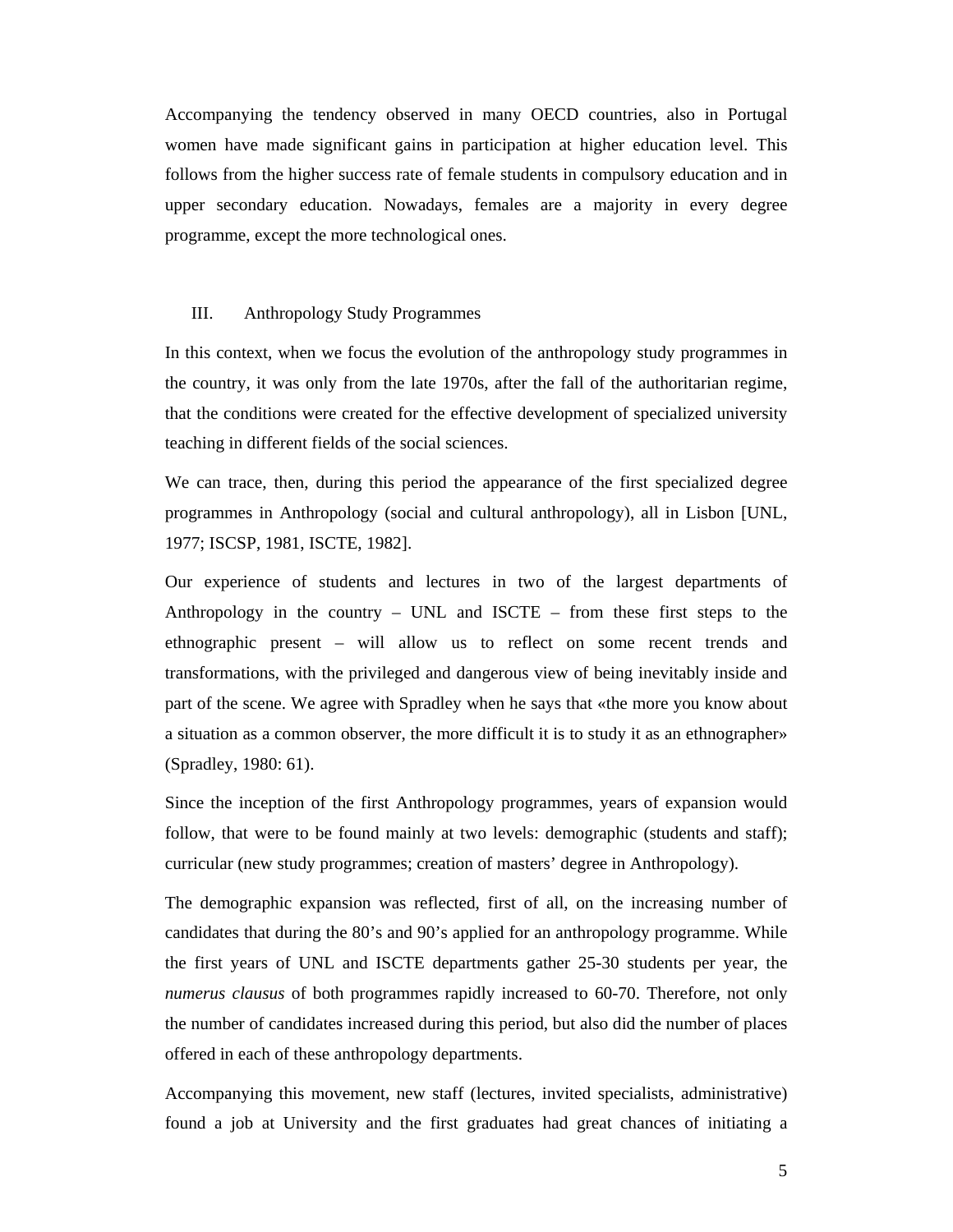Accompanying the tendency observed in many OECD countries, also in Portugal women have made significant gains in participation at higher education level. This follows from the higher success rate of female students in compulsory education and in upper secondary education. Nowadays, females are a majority in every degree programme, except the more technological ones.

## III. Anthropology Study Programmes

In this context, when we focus the evolution of the anthropology study programmes in the country, it was only from the late 1970s, after the fall of the authoritarian regime, that the conditions were created for the effective development of specialized university teaching in different fields of the social sciences.

We can trace, then, during this period the appearance of the first specialized degree programmes in Anthropology (social and cultural anthropology), all in Lisbon [UNL, 1977; ISCSP, 1981, ISCTE, 1982].

Our experience of students and lectures in two of the largest departments of Anthropology in the country – UNL and ISCTE – from these first steps to the ethnographic present – will allow us to reflect on some recent trends and transformations, with the privileged and dangerous view of being inevitably inside and part of the scene. We agree with Spradley when he says that «the more you know about a situation as a common observer, the more difficult it is to study it as an ethnographer» (Spradley, 1980: 61).

Since the inception of the first Anthropology programmes, years of expansion would follow, that were to be found mainly at two levels: demographic (students and staff); curricular (new study programmes; creation of masters' degree in Anthropology).

The demographic expansion was reflected, first of all, on the increasing number of candidates that during the 80's and 90's applied for an anthropology programme. While the first years of UNL and ISCTE departments gather 25-30 students per year, the *numerus clausus* of both programmes rapidly increased to 60-70. Therefore, not only the number of candidates increased during this period, but also did the number of places offered in each of these anthropology departments.

Accompanying this movement, new staff (lectures, invited specialists, administrative) found a job at University and the first graduates had great chances of initiating a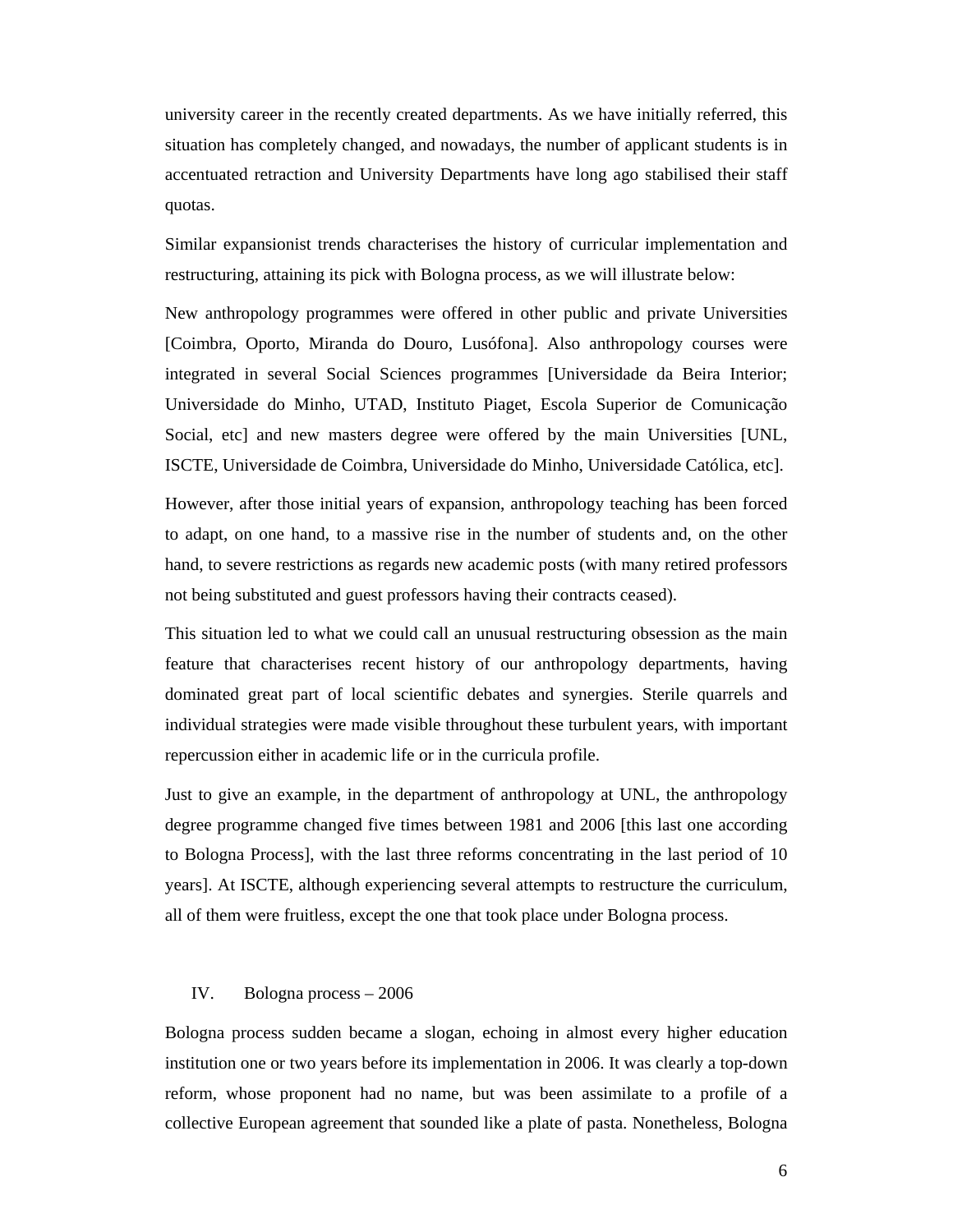university career in the recently created departments. As we have initially referred, this situation has completely changed, and nowadays, the number of applicant students is in accentuated retraction and University Departments have long ago stabilised their staff quotas.

Similar expansionist trends characterises the history of curricular implementation and restructuring, attaining its pick with Bologna process, as we will illustrate below:

New anthropology programmes were offered in other public and private Universities [Coimbra, Oporto, Miranda do Douro, Lusófona]. Also anthropology courses were integrated in several Social Sciences programmes [Universidade da Beira Interior; Universidade do Minho, UTAD, Instituto Piaget, Escola Superior de Comunicação Social, etc] and new masters degree were offered by the main Universities [UNL, ISCTE, Universidade de Coimbra, Universidade do Minho, Universidade Católica, etc].

However, after those initial years of expansion, anthropology teaching has been forced to adapt, on one hand, to a massive rise in the number of students and, on the other hand, to severe restrictions as regards new academic posts (with many retired professors not being substituted and guest professors having their contracts ceased).

This situation led to what we could call an unusual restructuring obsession as the main feature that characterises recent history of our anthropology departments, having dominated great part of local scientific debates and synergies. Sterile quarrels and individual strategies were made visible throughout these turbulent years, with important repercussion either in academic life or in the curricula profile.

Just to give an example, in the department of anthropology at UNL, the anthropology degree programme changed five times between 1981 and 2006 [this last one according to Bologna Process], with the last three reforms concentrating in the last period of 10 years]. At ISCTE, although experiencing several attempts to restructure the curriculum, all of them were fruitless, except the one that took place under Bologna process.

## IV. Bologna process – 2006

Bologna process sudden became a slogan, echoing in almost every higher education institution one or two years before its implementation in 2006. It was clearly a top-down reform, whose proponent had no name, but was been assimilate to a profile of a collective European agreement that sounded like a plate of pasta. Nonetheless, Bologna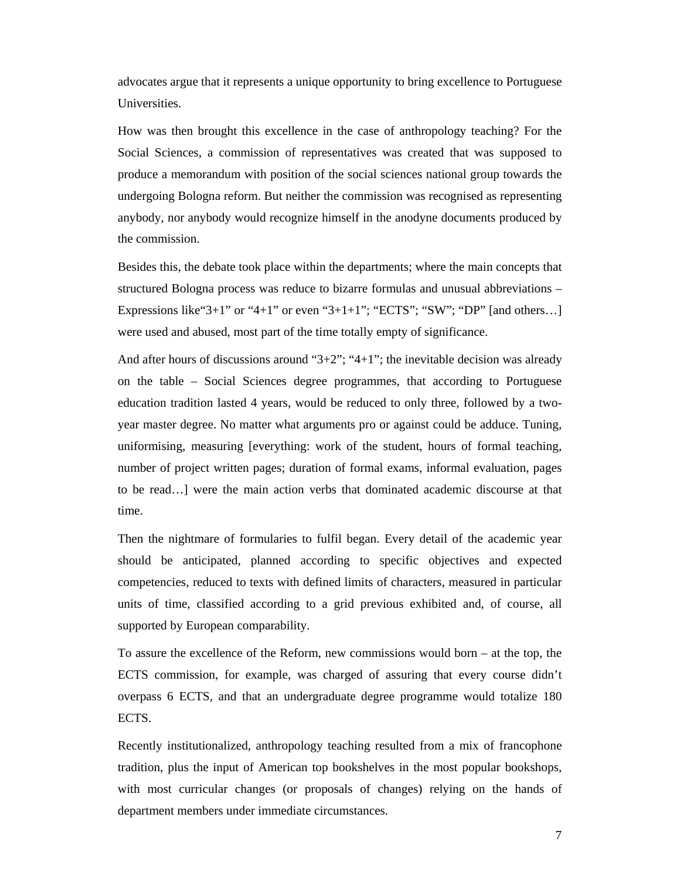advocates argue that it represents a unique opportunity to bring excellence to Portuguese Universities.

How was then brought this excellence in the case of anthropology teaching? For the Social Sciences, a commission of representatives was created that was supposed to produce a memorandum with position of the social sciences national group towards the undergoing Bologna reform. But neither the commission was recognised as representing anybody, nor anybody would recognize himself in the anodyne documents produced by the commission.

Besides this, the debate took place within the departments; where the main concepts that structured Bologna process was reduce to bizarre formulas and unusual abbreviations – Expressions like"3+1" or "4+1" or even "3+1+1"; "ECTS"; "SW"; "DP" [and others…] were used and abused, most part of the time totally empty of significance.

And after hours of discussions around "3+2"; "4+1"; the inevitable decision was already on the table – Social Sciences degree programmes, that according to Portuguese education tradition lasted 4 years, would be reduced to only three, followed by a two-year master degree. No matter what arguments pro or against could be adduce. Tuning, uniformising, measuring [everything: work of the student, hours of formal teaching, number of project written pages; duration of formal exams, informal evaluation, pages to be read…] were the main action verbs that dominated academic discourse at that time.

Then the nightmare of formularies to fulfil began. Every detail of the academic year should be anticipated, planned according to specific objectives and expected competencies, reduced to texts with defined limits of characters, measured in particular units of time, classified according to a grid previous exhibited and, of course, all supported by European comparability.

To assure the excellence of the Reform, new commissions would born – at the top, the ECTS commission, for example, was charged of assuring that every course didn't overpass 6 ECTS, and that an undergraduate degree programme would totalize 180 ECTS.

Recently institutionalized, anthropology teaching resulted from a mix of francophone tradition, plus the input of American top bookshelves in the most popular bookshops, with most curricular changes (or proposals of changes) relying on the hands of department members under immediate circumstances.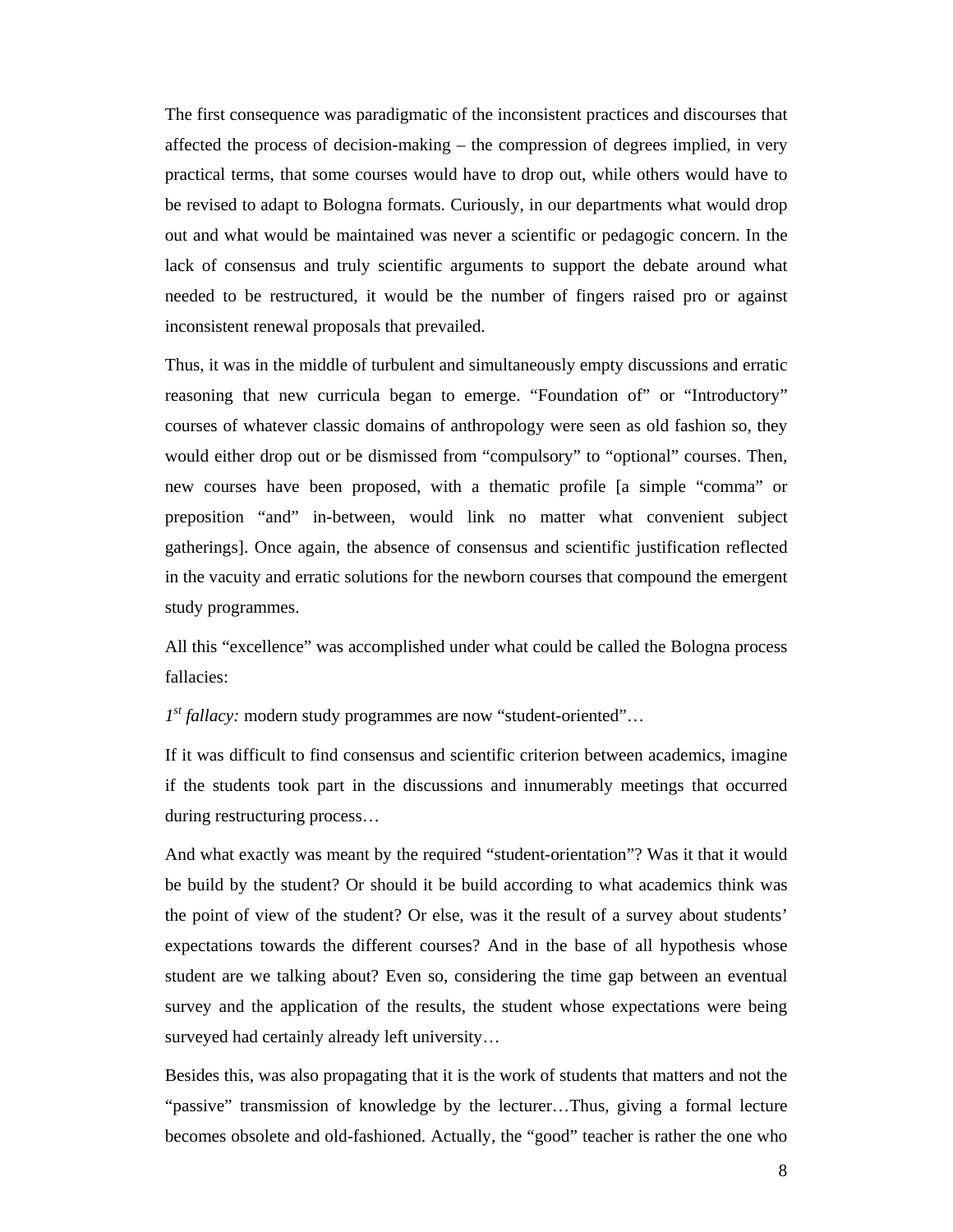The first consequence was paradigmatic of the inconsistent practices and discourses that affected the process of decision-making – the compression of degrees implied, in very practical terms, that some courses would have to drop out, while others would have to be revised to adapt to Bologna formats. Curiously, in our departments what would drop out and what would be maintained was never a scientific or pedagogic concern. In the lack of consensus and truly scientific arguments to support the debate around what needed to be restructured, it would be the number of fingers raised pro or against inconsistent renewal proposals that prevailed.

Thus, it was in the middle of turbulent and simultaneously empty discussions and erratic reasoning that new curricula began to emerge. "Foundation of" or "Introductory" courses of whatever classic domains of anthropology were seen as old fashion so, they would either drop out or be dismissed from "compulsory" to "optional" courses. Then, new courses have been proposed, with a thematic profile [a simple "comma" or preposition "and" in-between, would link no matter what convenient subject gatherings]. Once again, the absence of consensus and scientific justification reflected in the vacuity and erratic solutions for the newborn courses that compound the emergent study programmes.

All this "excellence" was accomplished under what could be called the Bologna process fallacies:

*1st fallacy:* modern study programmes are now "student-oriented"…

If it was difficult to find consensus and scientific criterion between academics, imagine if the students took part in the discussions and innumerably meetings that occurred during restructuring process…

And what exactly was meant by the required "student-orientation"? Was it that it would be build by the student? Or should it be build according to what academics think was the point of view of the student? Or else, was it the result of a survey about students' expectations towards the different courses? And in the base of all hypothesis whose student are we talking about? Even so, considering the time gap between an eventual survey and the application of the results, the student whose expectations were being surveyed had certainly already left university…

Besides this, was also propagating that it is the work of students that matters and not the "passive" transmission of knowledge by the lecturer…Thus, giving a formal lecture becomes obsolete and old-fashioned. Actually, the "good" teacher is rather the one who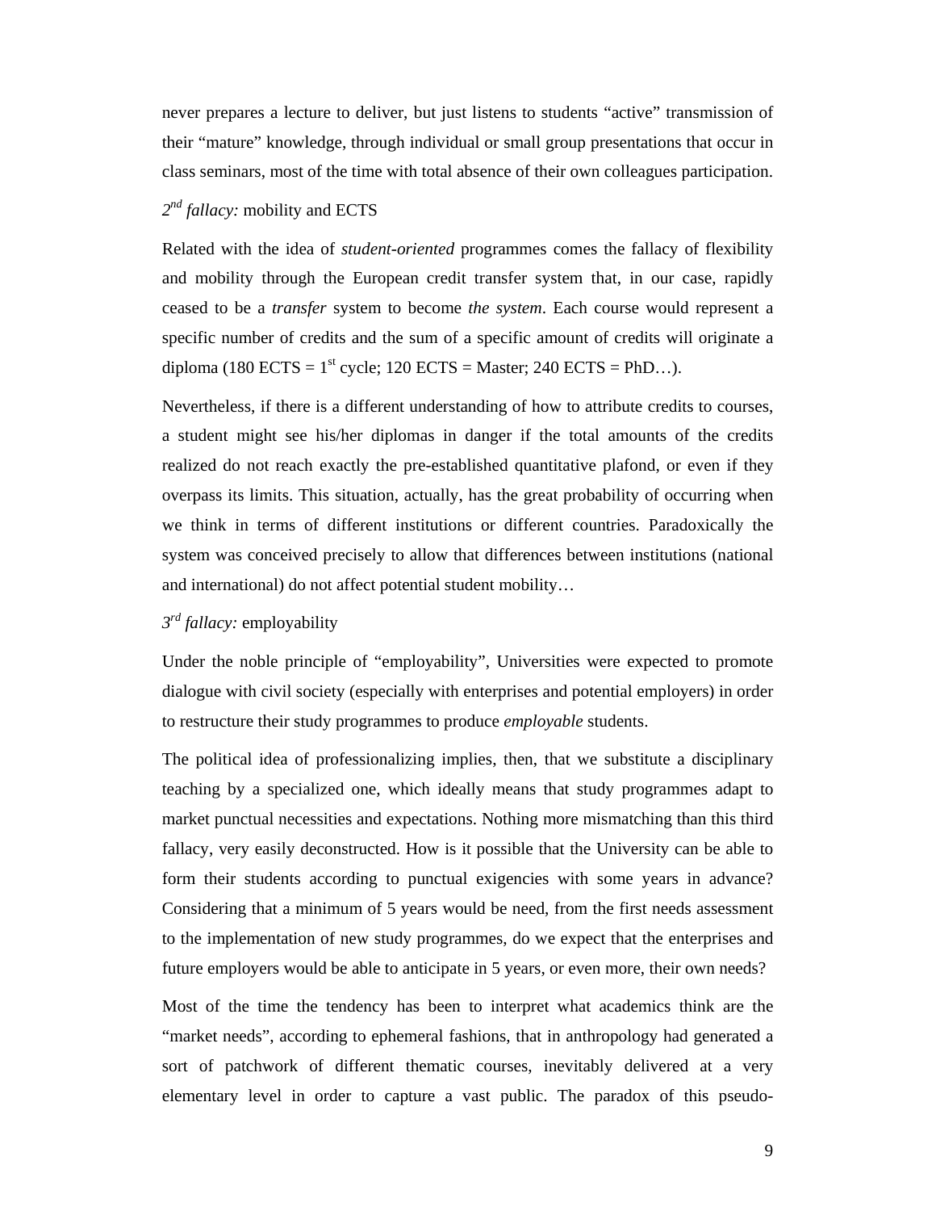never prepares a lecture to deliver, but just listens to students "active" transmission of their "mature" knowledge, through individual or small group presentations that occur in class seminars, most of the time with total absence of their own colleagues participation.

*2nd fallacy:* mobility and ECTS

Related with the idea of *student-oriented* programmes comes the fallacy of flexibility and mobility through the European credit transfer system that, in our case, rapidly ceased to be a *transfer* system to become *the system*. Each course would represent a specific number of credits and the sum of a specific amount of credits will originate a diploma (180 ECTS = 1st cycle; 120 ECTS = Master; 240 ECTS = PhD…).

Nevertheless, if there is a different understanding of how to attribute credits to courses, a student might see his/her diplomas in danger if the total amounts of the credits realized do not reach exactly the pre-established quantitative plafond, or even if they overpass its limits. This situation, actually, has the great probability of occurring when we think in terms of different institutions or different countries. Paradoxically the system was conceived precisely to allow that differences between institutions (national and international) do not affect potential student mobility…

*3rd fallacy:* employability

Under the noble principle of "employability", Universities were expected to promote dialogue with civil society (especially with enterprises and potential employers) in order to restructure their study programmes to produce *employable* students.

The political idea of professionalizing implies, then, that we substitute a disciplinary teaching by a specialized one, which ideally means that study programmes adapt to market punctual necessities and expectations. Nothing more mismatching than this third fallacy, very easily deconstructed. How is it possible that the University can be able to form their students according to punctual exigencies with some years in advance? Considering that a minimum of 5 years would be need, from the first needs assessment to the implementation of new study programmes, do we expect that the enterprises and future employers would be able to anticipate in 5 years, or even more, their own needs?

Most of the time the tendency has been to interpret what academics think are the "market needs", according to ephemeral fashions, that in anthropology had generated a sort of patchwork of different thematic courses, inevitably delivered at a very elementary level in order to capture a vast public. The paradox of this pseudo-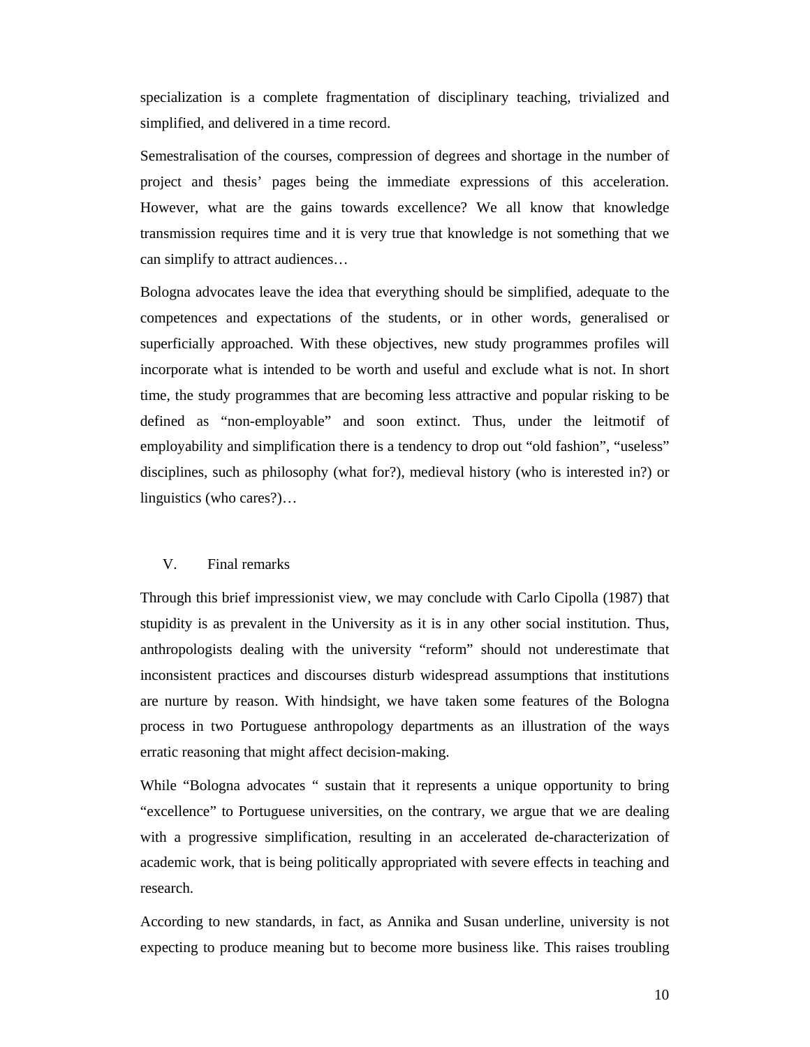specialization is a complete fragmentation of disciplinary teaching, trivialized and simplified, and delivered in a time record.

Semestralisation of the courses, compression of degrees and shortage in the number of project and thesis' pages being the immediate expressions of this acceleration. However, what are the gains towards excellence? We all know that knowledge transmission requires time and it is very true that knowledge is not something that we can simplify to attract audiences…

Bologna advocates leave the idea that everything should be simplified, adequate to the competences and expectations of the students, or in other words, generalised or superficially approached. With these objectives, new study programmes profiles will incorporate what is intended to be worth and useful and exclude what is not. In short time, the study programmes that are becoming less attractive and popular risking to be defined as "non-employable" and soon extinct. Thus, under the leitmotif of employability and simplification there is a tendency to drop out "old fashion", "useless" disciplines, such as philosophy (what for?), medieval history (who is interested in?) or linguistics (who cares?)…

## V. Final remarks

Through this brief impressionist view, we may conclude with Carlo Cipolla (1987) that stupidity is as prevalent in the University as it is in any other social institution. Thus, anthropologists dealing with the university "reform" should not underestimate that inconsistent practices and discourses disturb widespread assumptions that institutions are nurture by reason. With hindsight, we have taken some features of the Bologna process in two Portuguese anthropology departments as an illustration of the ways erratic reasoning that might affect decision-making.

While "Bologna advocates " sustain that it represents a unique opportunity to bring "excellence" to Portuguese universities, on the contrary, we argue that we are dealing with a progressive simplification, resulting in an accelerated de-characterization of academic work, that is being politically appropriated with severe effects in teaching and research.

According to new standards, in fact, as Annika and Susan underline, university is not expecting to produce meaning but to become more business like. This raises troubling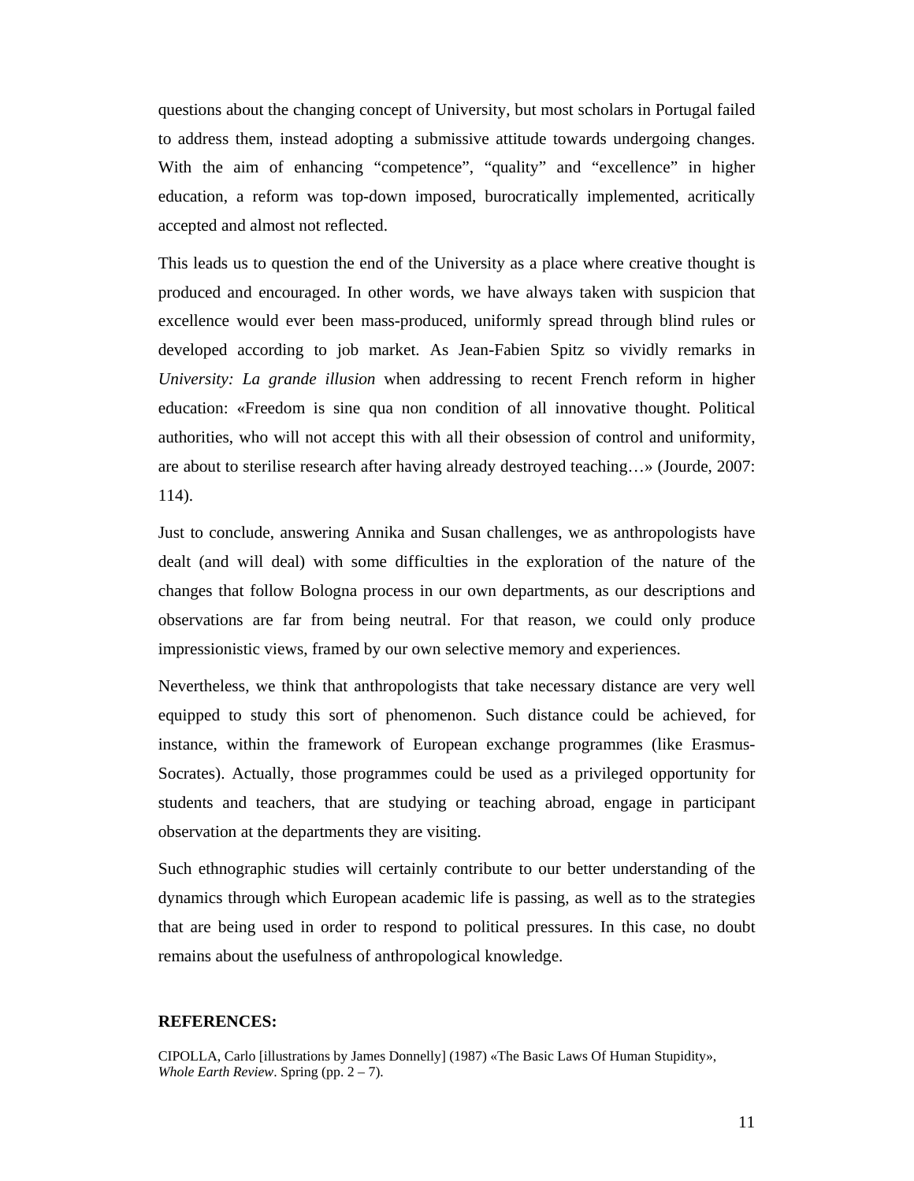questions about the changing concept of University, but most scholars in Portugal failed to address them, instead adopting a submissive attitude towards undergoing changes. With the aim of enhancing "competence", "quality" and "excellence" in higher education, a reform was top-down imposed, burocratically implemented, acritically accepted and almost not reflected.

This leads us to question the end of the University as a place where creative thought is produced and encouraged. In other words, we have always taken with suspicion that excellence would ever been mass-produced, uniformly spread through blind rules or developed according to job market. As Jean-Fabien Spitz so vividly remarks in *University: La grande illusion* when addressing to recent French reform in higher education: «Freedom is sine qua non condition of all innovative thought. Political authorities, who will not accept this with all their obsession of control and uniformity, are about to sterilise research after having already destroyed teaching…» (Jourde, 2007: 114).

Just to conclude, answering Annika and Susan challenges, we as anthropologists have dealt (and will deal) with some difficulties in the exploration of the nature of the changes that follow Bologna process in our own departments, as our descriptions and observations are far from being neutral. For that reason, we could only produce impressionistic views, framed by our own selective memory and experiences.

Nevertheless, we think that anthropologists that take necessary distance are very well equipped to study this sort of phenomenon. Such distance could be achieved, for instance, within the framework of European exchange programmes (like Erasmus-Socrates). Actually, those programmes could be used as a privileged opportunity for students and teachers, that are studying or teaching abroad, engage in participant observation at the departments they are visiting.

Such ethnographic studies will certainly contribute to our better understanding of the dynamics through which European academic life is passing, as well as to the strategies that are being used in order to respond to political pressures. In this case, no doubt remains about the usefulness of anthropological knowledge.

**REFERENCES:**

CIPOLLA, Carlo [illustrations by James Donnelly] (1987) «The Basic Laws Of Human Stupidity», *Whole Earth Review*. Spring (pp. 2 – 7).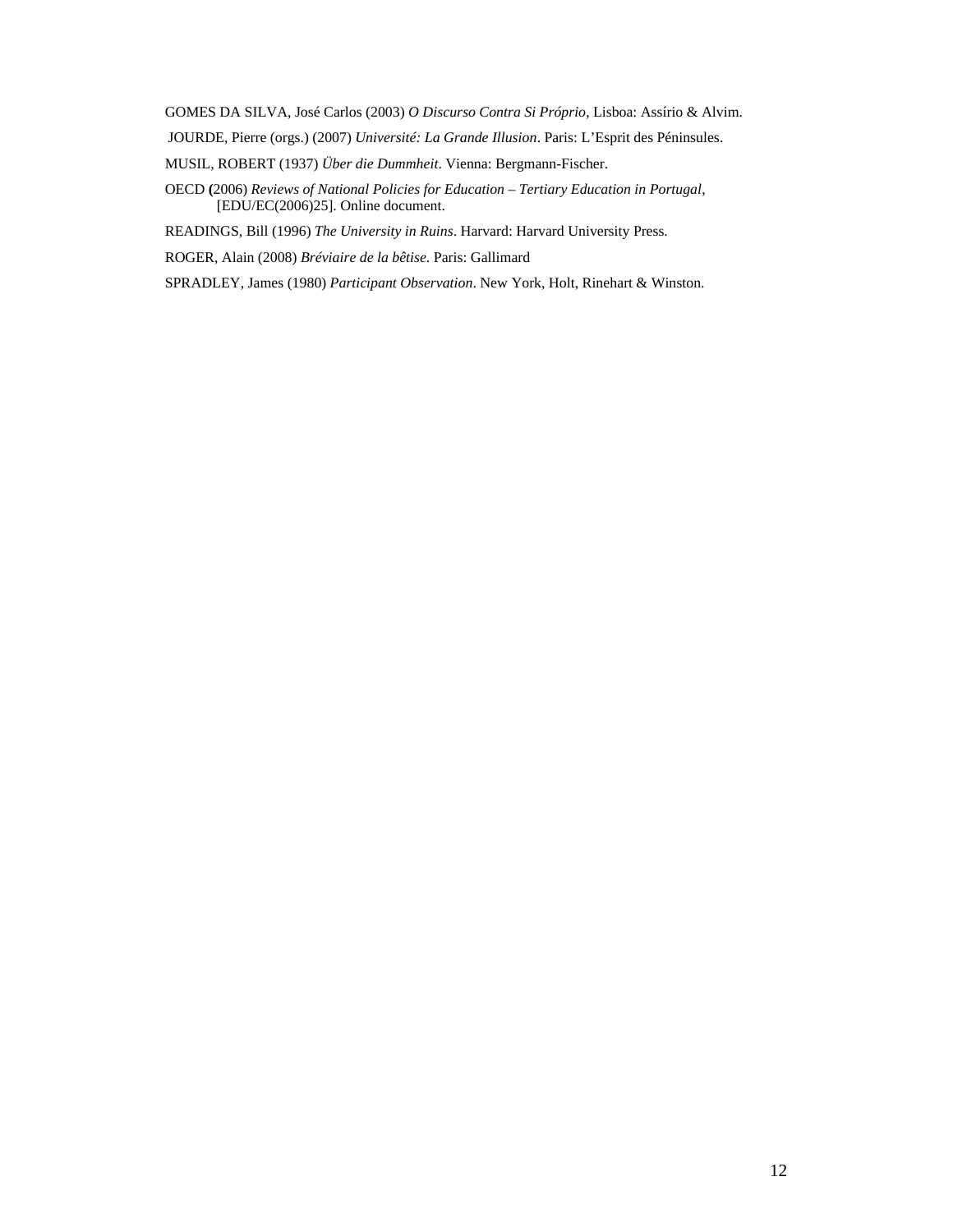GOMES DA SILVA, José Carlos (2003) *O Discurso Contra Si Próprio*, Lisboa: Assírio & Alvim.

JOURDE, Pierre (orgs.) (2007) *Université: La Grande Illusion*. Paris: L'Esprit des Péninsules.

MUSIL, ROBERT (1937) *Über die Dummheit*. Vienna: Bergmann-Fischer.

OECD (2006) *Reviews of National Policies for Education – Tertiary Education in Portugal*, [EDU/EC(2006)25]. Online document.

READINGS, Bill (1996) *The University in Ruins*. Harvard: Harvard University Press.

ROGER, Alain (2008) *Bréviaire de la bêtise*. Paris: Gallimard

SPRADLEY, James (1980) *Participant Observation*. New York, Holt, Rinehart & Winston.